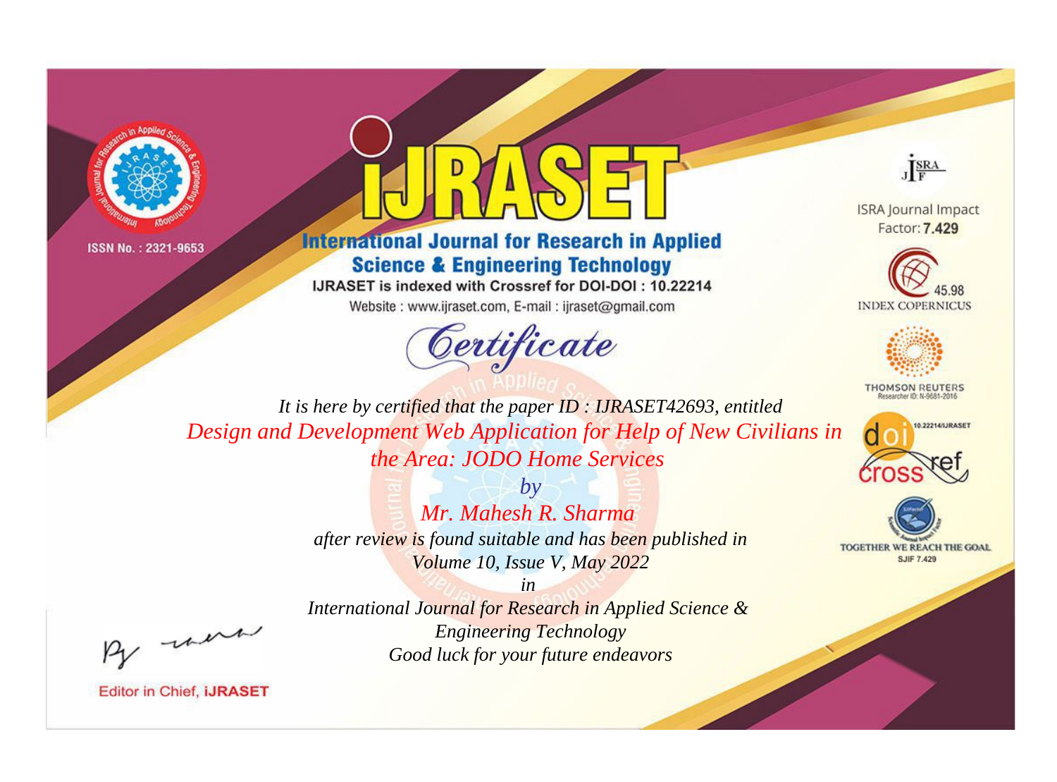ISSN No. : 2321-9653

# IJRASET

## International Journal for Research in Applied Science & Engineering Technology

IJRASET is indexed with Crossref for DOI-DOI : 10.22214

Website : www.ijraset.com, E-mail : ijraset@gmail.com

ISRA Journal Impact Factor: **7.429**

45.98 INDEX COPERNICUS

THOMSON REUTERS Researcher ID: N-9681-2016

10.22214/IJRASET

TOGETHER WE REACH THE GOAL SJIF 7.429

## *Certificate*

*It is here by certified that the paper ID : IJRASET42693, entitled*

*Design and Development Web Application for Help of New Civilians in the Area: JODO Home Services*

*by*

*Mr. Mahesh R. Sharma*

*after review is found suitable and has been published in*

*Volume 10, Issue V, May 2022*

*in*

*International Journal for Research in Applied Science & Engineering Technology*

*Good luck for your future endeavors*

Editor in Chief, **iJRASET**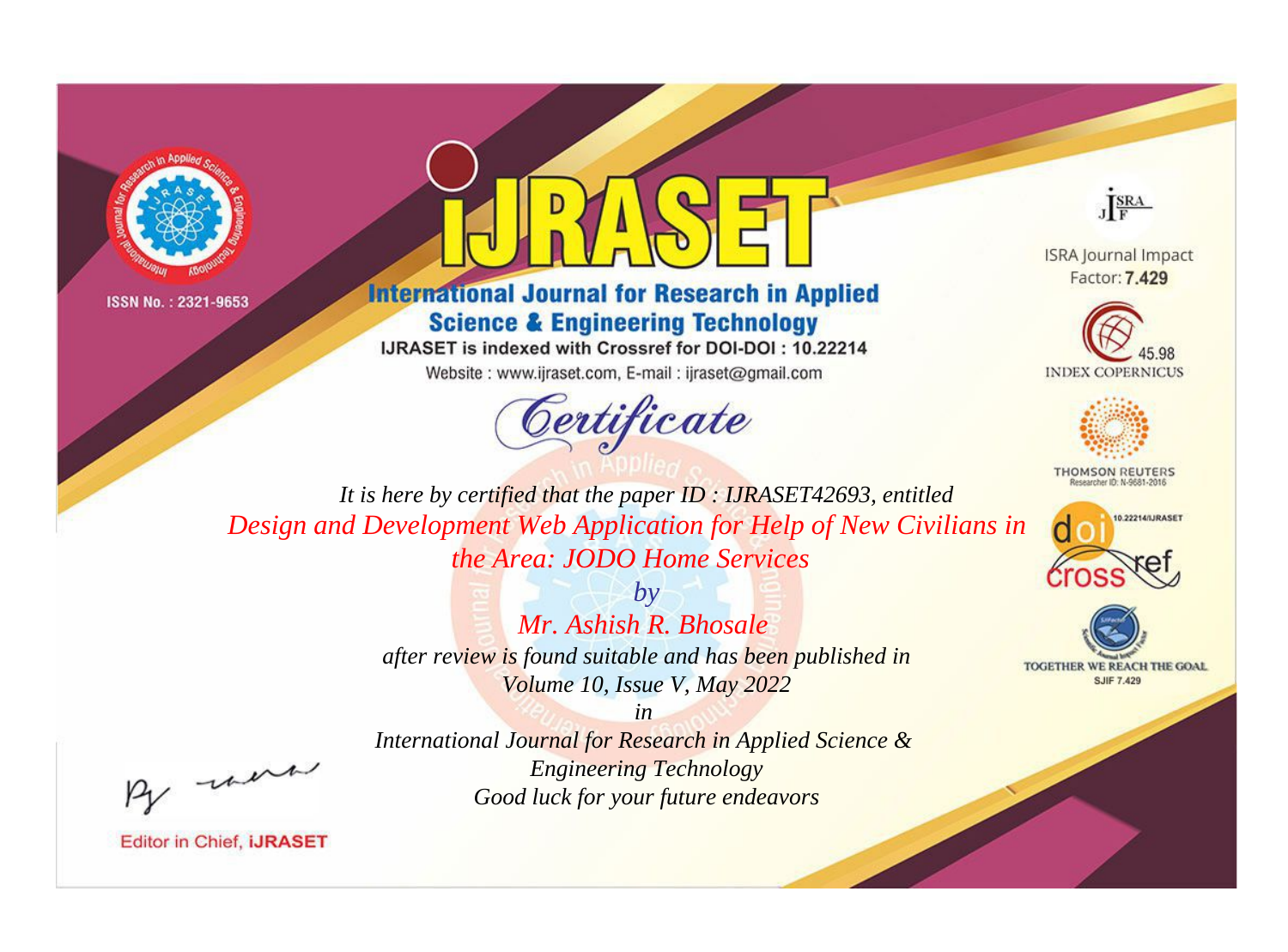ISSN No. : 2321-9653

# iJRASET

## International Journal for Research in Applied Science & Engineering Technology

IJRASET is indexed with Crossref for DOI-DOI : 10.22214

Website : www.ijraset.com, E-mail : ijraset@gmail.com

ISRA Journal Impact Factor: **7.429**

45.98 INDEX COPERNICUS

THOMSON REUTERS Researcher ID: N-9681-2016

10.22214/IJRASET

TOGETHER WE REACH THE GOAL SJIF 7.429

# *Certificate*

*It is here by certified that the paper ID : IJRASET42693, entitled*

*Design and Development Web Application for Help of New Civilians in the Area: JODO Home Services*

*by*

*Mr. Ashish R. Bhosale*

*after review is found suitable and has been published in Volume 10, Issue V, May 2022*

*in*

*International Journal for Research in Applied Science & Engineering Technology*

*Good luck for your future endeavors*

Editor in Chief, **iJRASET**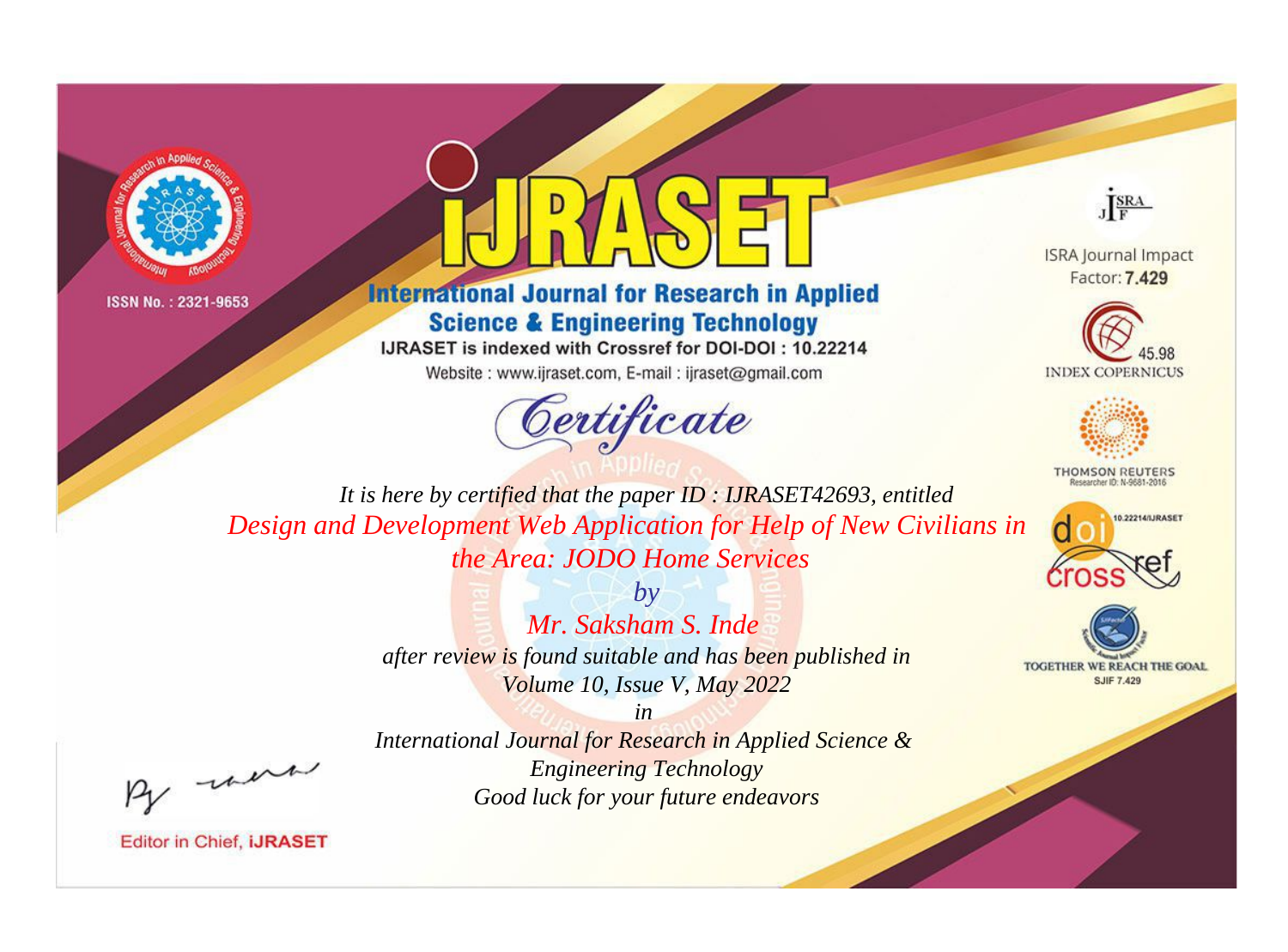ISSN No. : 2321-9653

# iJRASET

## International Journal for Research in Applied Science & Engineering Technology

IJRASET is indexed with Crossref for DOI-DOI : 10.22214

Website : www.ijraset.com, E-mail : ijraset@gmail.com

ISRA Journal Impact Factor: **7.429**

45.98 INDEX COPERNICUS

THOMSON REUTERS Researcher ID: N-9681-2016

10.22214/IJRASET

TOGETHER WE REACH THE GOAL SJIF 7.429

# *Certificate*

*It is here by certified that the paper ID : IJRASET42693, entitled*

*Design and Development Web Application for Help of New Civilians in the Area: JODO Home Services*

*by*

*Mr. Saksham S. Inde*

*after review is found suitable and has been published in*

*Volume 10, Issue V, May 2022*

*in*

*International Journal for Research in Applied Science & Engineering Technology*

*Good luck for your future endeavors*

Editor in Chief, **iJRASET**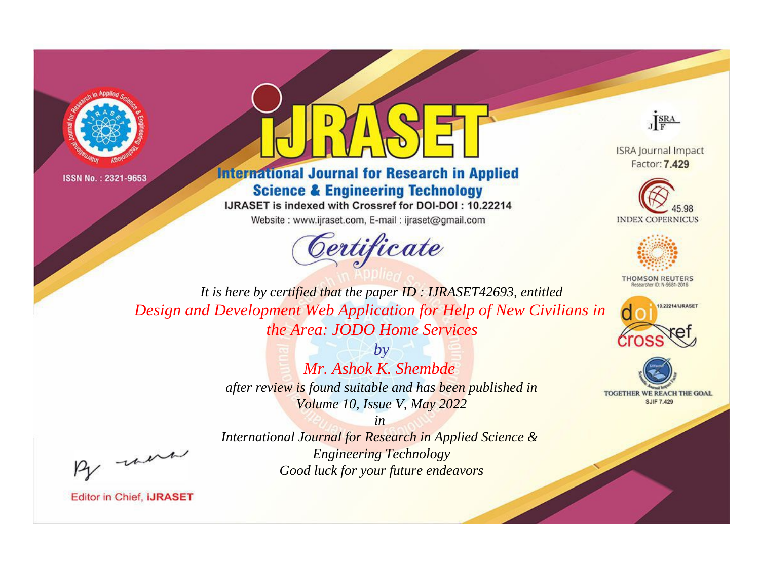ISSN No. : 2321-9653

# iJRASET

## International Journal for Research in Applied Science & Engineering Technology

IJRASET is indexed with Crossref for DOI-DOI : 10.22214

Website : www.ijraset.com, E-mail : ijraset@gmail.com

*Certificate*

ISRA Journal Impact Factor: **7.429**

45.98 INDEX COPERNICUS

THOMSON REUTERS Researcher ID: N-9681-2016

10.22214/IJRASET crossref

TOGETHER WE REACH THE GOAL SJIF 7.429

*It is here by certified that the paper ID : IJRASET42693, entitled*

*Design and Development Web Application for Help of New Civilians in the Area: JODO Home Services*

*by*

*Mr. Ashok K. Shembde*

*after review is found suitable and has been published in*

*Volume 10, Issue V, May 2022*

*in*

*International Journal for Research in Applied Science & Engineering Technology*

*Good luck for your future endeavors*

Editor in Chief, **iJRASET**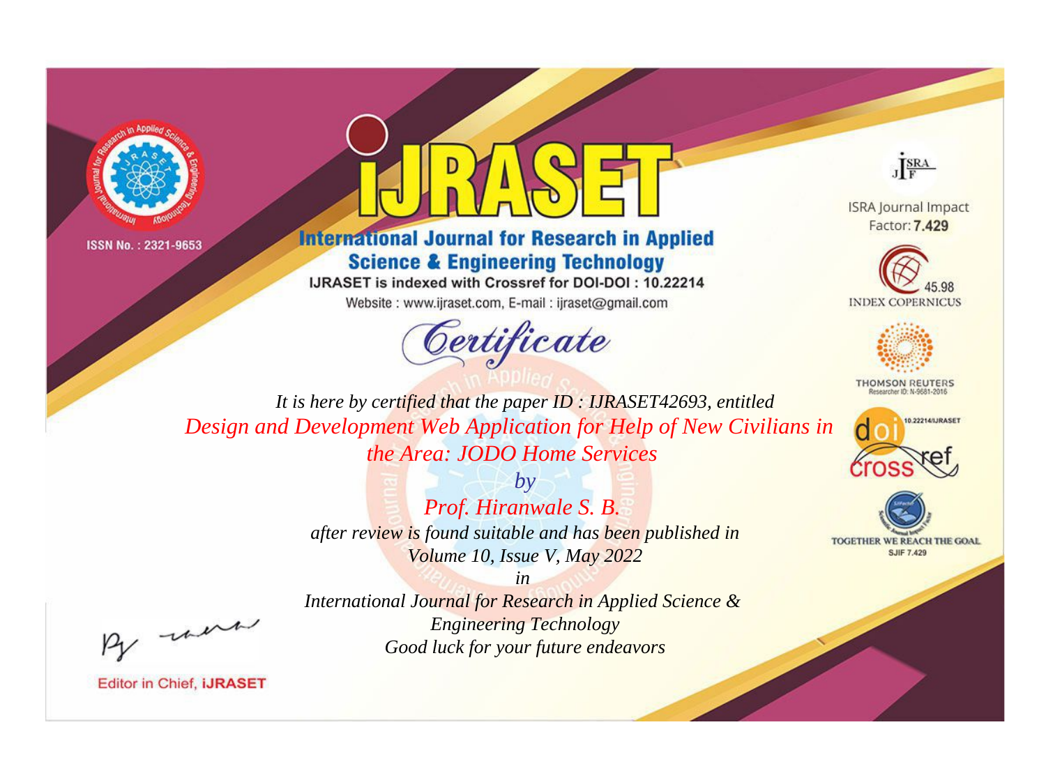ISSN No. : 2321-9653

# iJRASET

## International Journal for Research in Applied Science & Engineering Technology

IJRASET is indexed with Crossref for DOI-DOI : 10.22214

Website : www.ijraset.com, E-mail : ijraset@gmail.com

ISRA Journal Impact Factor: **7.429**

45.98 INDEX COPERNICUS

THOMSON REUTERS Researcher ID: N-9681-2016

10.22214/IJRASET

TOGETHER WE REACH THE GOAL SJIF 7.429

# *Certificate*

*It is here by certified that the paper ID : IJRASET42693, entitled*

*Design and Development Web Application for Help of New Civilians in the Area: JODO Home Services*

*by*

*Prof. Hiranwale S. B.*

*after review is found suitable and has been published in*

*Volume 10, Issue V, May 2022*

*in*

*International Journal for Research in Applied Science & Engineering Technology*

*Good luck for your future endeavors*

Editor in Chief, **iJRASET**